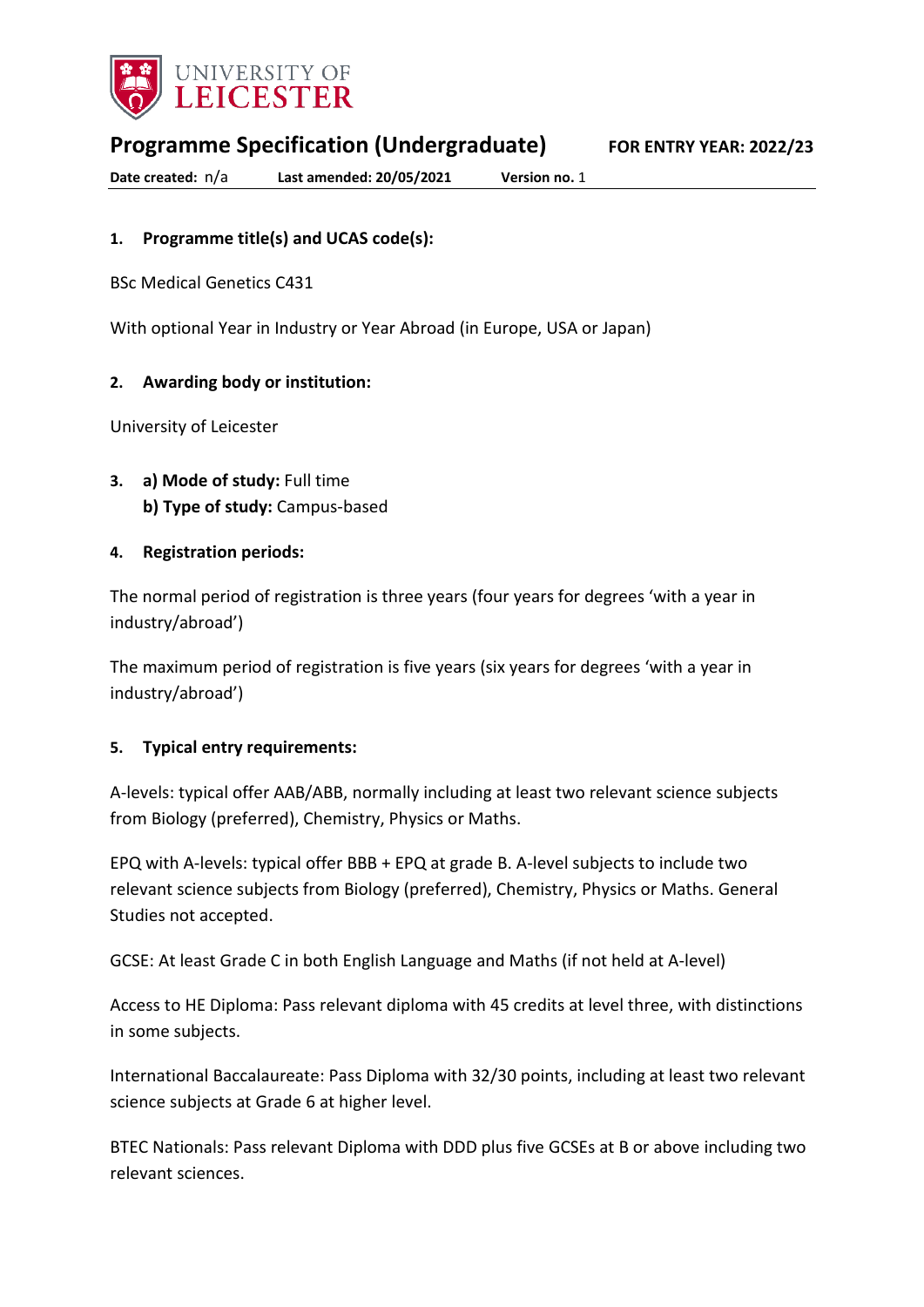UNIVERSITY OF LEICESTER

# Programme Specification (Undergraduate)

**FOR ENTRY YEAR: 2022/23**

**Date created:** n/a **Last amended: 20/05/2021** **Version no.** 1

## 1. Programme title(s) and UCAS code(s):

BSc Medical Genetics C431

With optional Year in Industry or Year Abroad (in Europe, USA or Japan)

## 2. Awarding body or institution:

University of Leicester

## 3. a) Mode of study: Full time
**b) Type of study:** Campus-based

## 4. Registration periods:

The normal period of registration is three years (four years for degrees 'with a year in industry/abroad')

The maximum period of registration is five years (six years for degrees 'with a year in industry/abroad')

## 5. Typical entry requirements:

A-levels: typical offer AAB/ABB, normally including at least two relevant science subjects from Biology (preferred), Chemistry, Physics or Maths.

EPQ with A-levels: typical offer BBB + EPQ at grade B. A-level subjects to include two relevant science subjects from Biology (preferred), Chemistry, Physics or Maths. General Studies not accepted.

GCSE: At least Grade C in both English Language and Maths (if not held at A-level)

Access to HE Diploma: Pass relevant diploma with 45 credits at level three, with distinctions in some subjects.

International Baccalaureate: Pass Diploma with 32/30 points, including at least two relevant science subjects at Grade 6 at higher level.

BTEC Nationals: Pass relevant Diploma with DDD plus five GCSEs at B or above including two relevant sciences.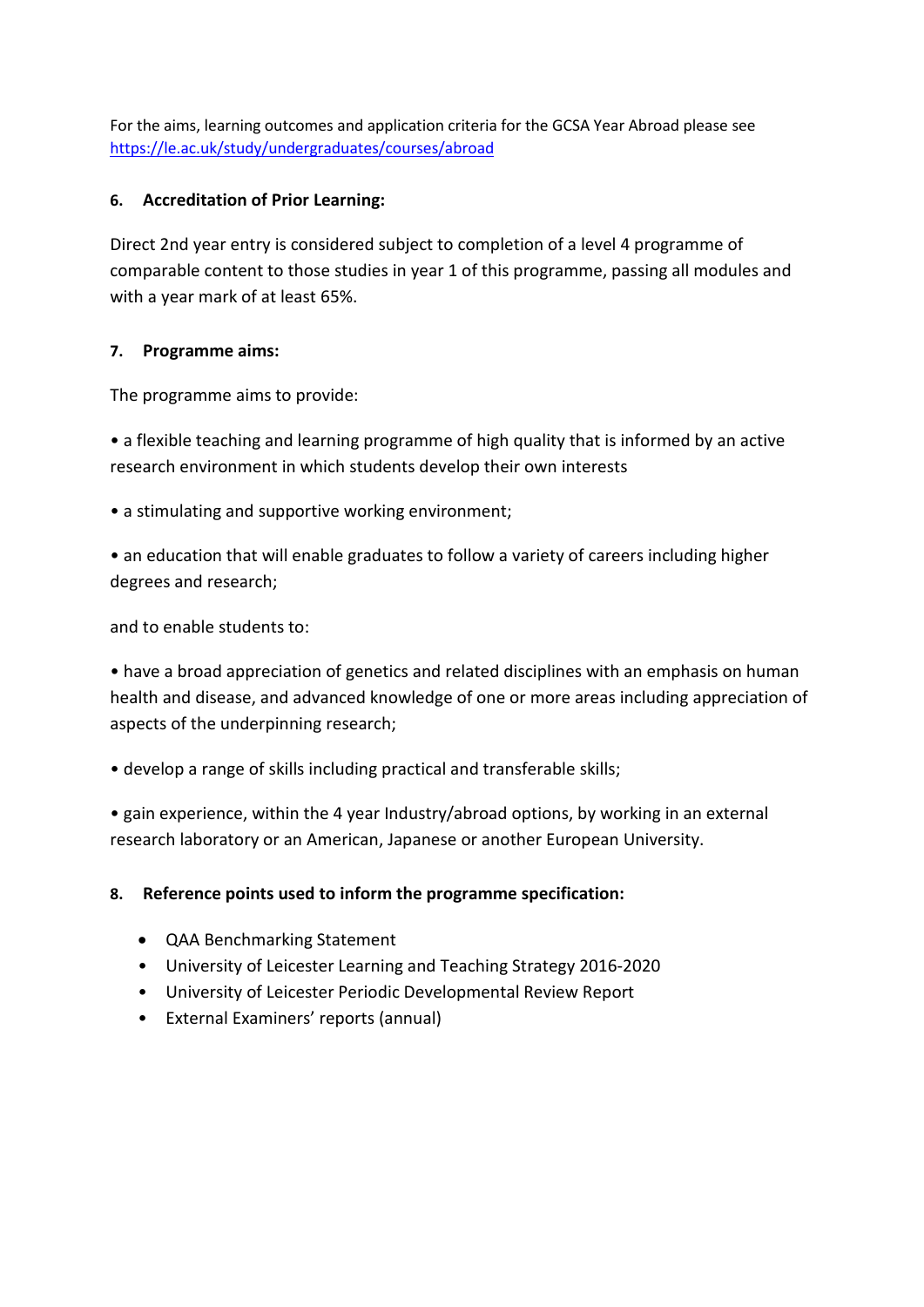For the aims, learning outcomes and application criteria for the GCSA Year Abroad please see https://le.ac.uk/study/undergraduates/courses/abroad

**6. Accreditation of Prior Learning:**

Direct 2nd year entry is considered subject to completion of a level 4 programme of comparable content to those studies in year 1 of this programme, passing all modules and with a year mark of at least 65%.

**7. Programme aims:**

The programme aims to provide:

• a flexible teaching and learning programme of high quality that is informed by an active research environment in which students develop their own interests

• a stimulating and supportive working environment;

• an education that will enable graduates to follow a variety of careers including higher degrees and research;

and to enable students to:

• have a broad appreciation of genetics and related disciplines with an emphasis on human health and disease, and advanced knowledge of one or more areas including appreciation of aspects of the underpinning research;

• develop a range of skills including practical and transferable skills;

• gain experience, within the 4 year Industry/abroad options, by working in an external research laboratory or an American, Japanese or another European University.

**8. Reference points used to inform the programme specification:**

- QAA Benchmarking Statement
- University of Leicester Learning and Teaching Strategy 2016-2020
- University of Leicester Periodic Developmental Review Report
- External Examiners' reports (annual)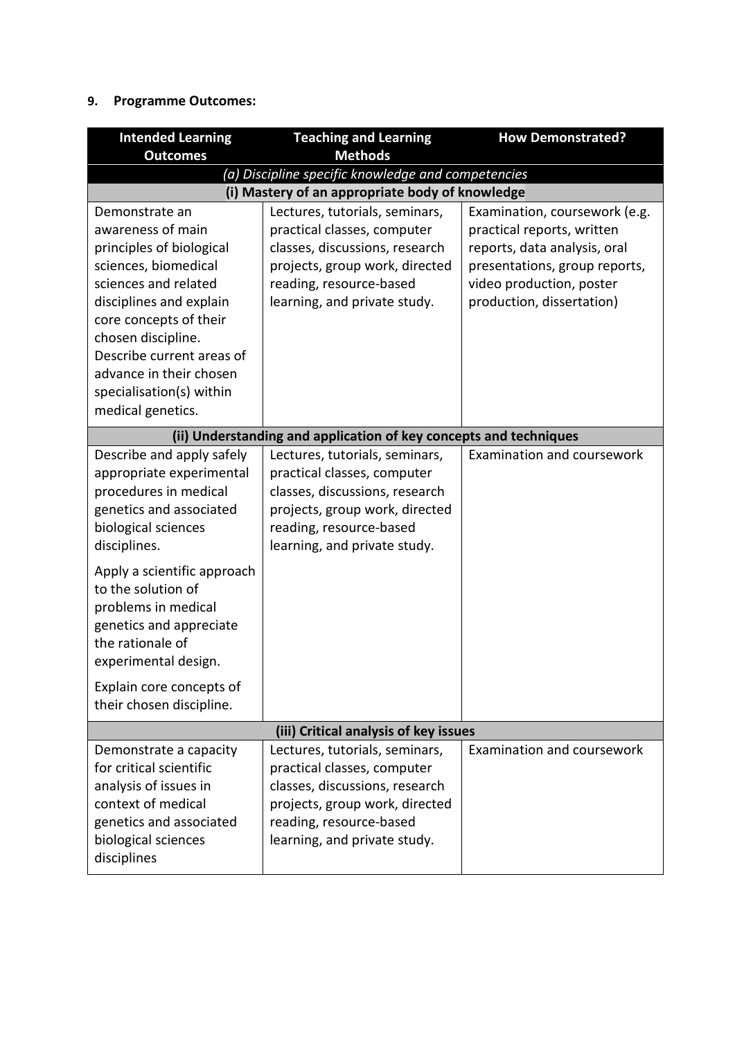### 9. Programme Outcomes:

| Intended Learning Outcomes | Teaching and Learning Methods | How Demonstrated? |
|---|---|---|
| *(a) Discipline specific knowledge and competencies* | | |
| **(i) Mastery of an appropriate body of knowledge** | | |
| Demonstrate an awareness of main principles of biological sciences, biomedical sciences and related disciplines and explain core concepts of their chosen discipline. Describe current areas of advance in their chosen specialisation(s) within medical genetics. | Lectures, tutorials, seminars, practical classes, computer classes, discussions, research projects, group work, directed reading, resource-based learning, and private study. | Examination, coursework (e.g. practical reports, written reports, data analysis, oral presentations, group reports, video production, poster production, dissertation) |
| **(ii) Understanding and application of key concepts and techniques** | | |
| Describe and apply safely appropriate experimental procedures in medical genetics and associated biological sciences disciplines.<br><br>Apply a scientific approach to the solution of problems in medical genetics and appreciate the rationale of experimental design.<br><br>Explain core concepts of their chosen discipline. | Lectures, tutorials, seminars, practical classes, computer classes, discussions, research projects, group work, directed reading, resource-based learning, and private study. | Examination and coursework |
| **(iii) Critical analysis of key issues** | | |
| Demonstrate a capacity for critical scientific analysis of issues in context of medical genetics and associated biological sciences disciplines | Lectures, tutorials, seminars, practical classes, computer classes, discussions, research projects, group work, directed reading, resource-based learning, and private study. | Examination and coursework |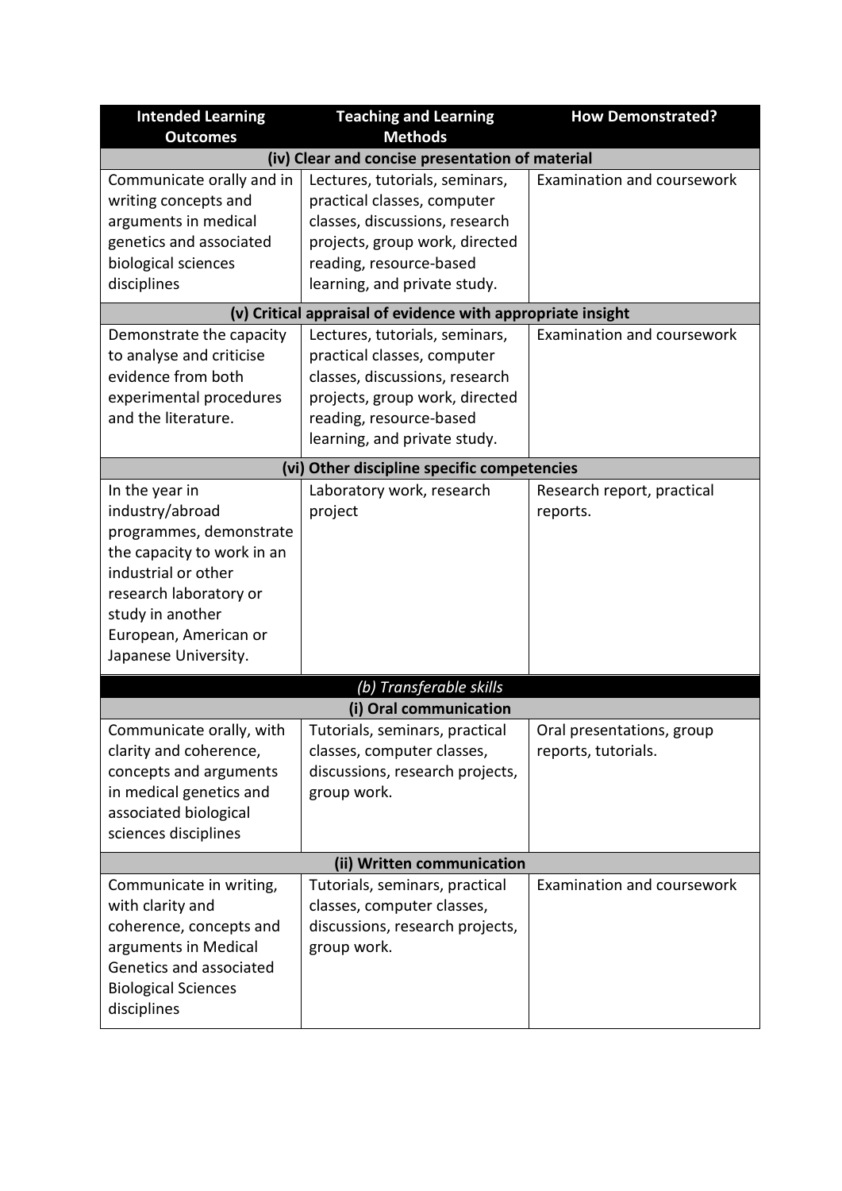| Intended Learning Outcomes | Teaching and Learning Methods | How Demonstrated? |
|---|---|---|
| **(iv) Clear and concise presentation of material** | | |
| Communicate orally and in writing concepts and arguments in medical genetics and associated biological sciences disciplines | Lectures, tutorials, seminars, practical classes, computer classes, discussions, research projects, group work, directed reading, resource-based learning, and private study. | Examination and coursework |
| **(v) Critical appraisal of evidence with appropriate insight** | | |
| Demonstrate the capacity to analyse and criticise evidence from both experimental procedures and the literature. | Lectures, tutorials, seminars, practical classes, computer classes, discussions, research projects, group work, directed reading, resource-based learning, and private study. | Examination and coursework |
| **(vi) Other discipline specific competencies** | | |
| In the year in industry/abroad programmes, demonstrate the capacity to work in an industrial or other research laboratory or study in another European, American or Japanese University. | Laboratory work, research project | Research report, practical reports. |
| ***(b) Transferable skills*** | | |
| **(i) Oral communication** | | |
| Communicate orally, with clarity and coherence, concepts and arguments in medical genetics and associated biological sciences disciplines | Tutorials, seminars, practical classes, computer classes, discussions, research projects, group work. | Oral presentations, group reports, tutorials. |
| **(ii) Written communication** | | |
| Communicate in writing, with clarity and coherence, concepts and arguments in Medical Genetics and associated Biological Sciences disciplines | Tutorials, seminars, practical classes, computer classes, discussions, research projects, group work. | Examination and coursework |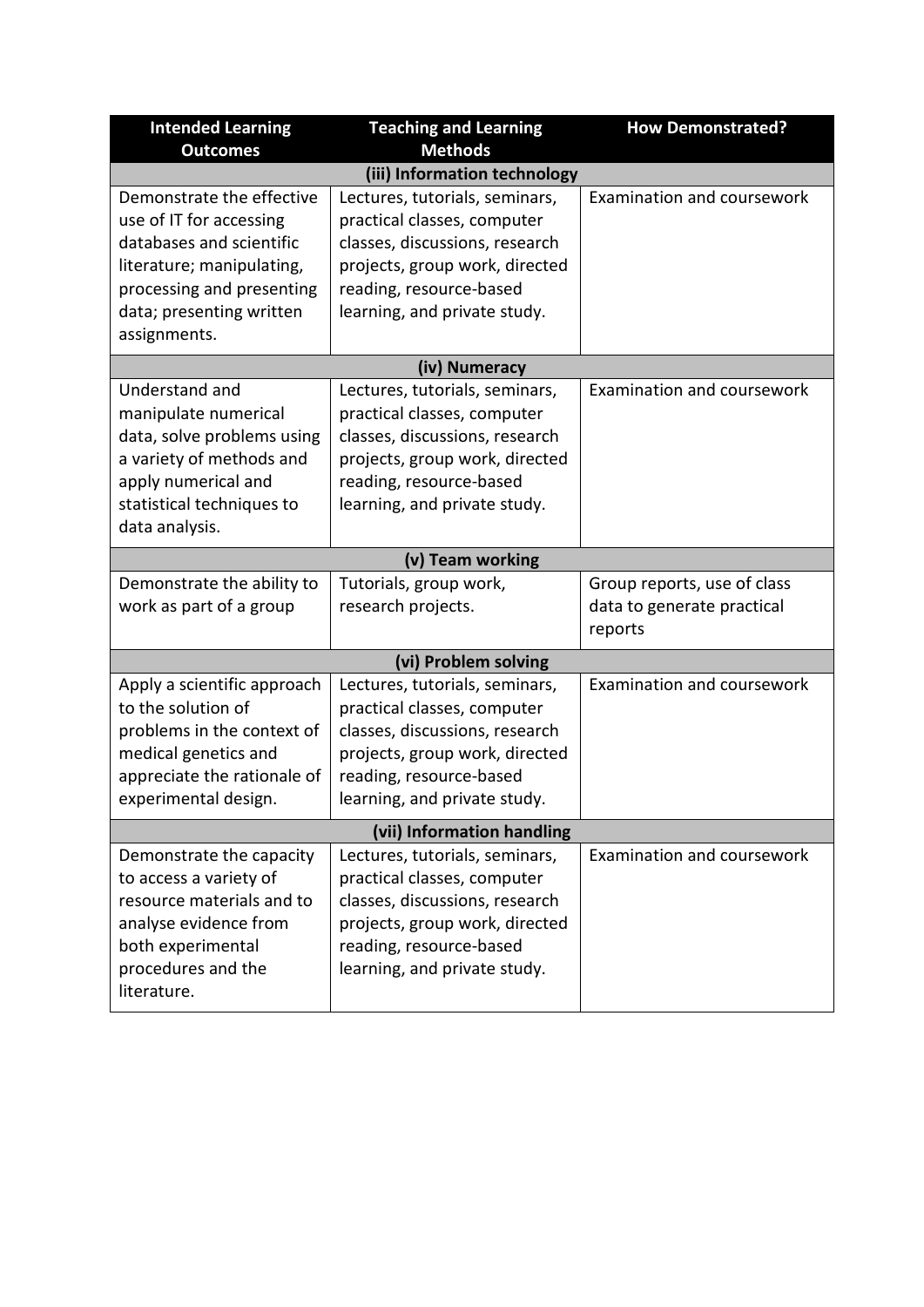| Intended Learning Outcomes | Teaching and Learning Methods | How Demonstrated? |
|---|---|---|
| **(iii) Information technology** | | |
| Demonstrate the effective use of IT for accessing databases and scientific literature; manipulating, processing and presenting data; presenting written assignments. | Lectures, tutorials, seminars, practical classes, computer classes, discussions, research projects, group work, directed reading, resource-based learning, and private study. | Examination and coursework |
| **(iv) Numeracy** | | |
| Understand and manipulate numerical data, solve problems using a variety of methods and apply numerical and statistical techniques to data analysis. | Lectures, tutorials, seminars, practical classes, computer classes, discussions, research projects, group work, directed reading, resource-based learning, and private study. | Examination and coursework |
| **(v) Team working** | | |
| Demonstrate the ability to work as part of a group | Tutorials, group work, research projects. | Group reports, use of class data to generate practical reports |
| **(vi) Problem solving** | | |
| Apply a scientific approach to the solution of problems in the context of medical genetics and appreciate the rationale of experimental design. | Lectures, tutorials, seminars, practical classes, computer classes, discussions, research projects, group work, directed reading, resource-based learning, and private study. | Examination and coursework |
| **(vii) Information handling** | | |
| Demonstrate the capacity to access a variety of resource materials and to analyse evidence from both experimental procedures and the literature. | Lectures, tutorials, seminars, practical classes, computer classes, discussions, research projects, group work, directed reading, resource-based learning, and private study. | Examination and coursework |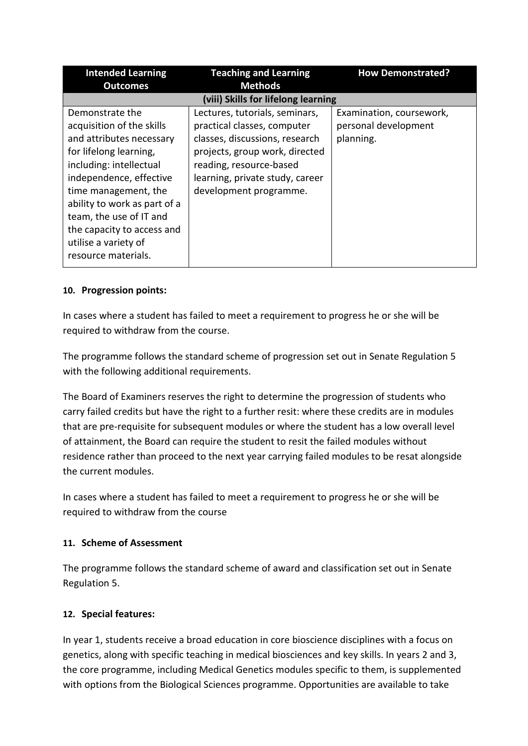| Intended Learning Outcomes | Teaching and Learning Methods | How Demonstrated? |
|---|---|---|
| **(viii) Skills for lifelong learning** | | |
| Demonstrate the acquisition of the skills and attributes necessary for lifelong learning, including: intellectual independence, effective time management, the ability to work as part of a team, the use of IT and the capacity to access and utilise a variety of resource materials. | Lectures, tutorials, seminars, practical classes, computer classes, discussions, research projects, group work, directed reading, resource-based learning, private study, career development programme. | Examination, coursework, personal development planning. |

#### 10. Progression points:

In cases where a student has failed to meet a requirement to progress he or she will be required to withdraw from the course.

The programme follows the standard scheme of progression set out in Senate Regulation 5 with the following additional requirements.

The Board of Examiners reserves the right to determine the progression of students who carry failed credits but have the right to a further resit: where these credits are in modules that are pre-requisite for subsequent modules or where the student has a low overall level of attainment, the Board can require the student to resit the failed modules without residence rather than proceed to the next year carrying failed modules to be resat alongside the current modules.

In cases where a student has failed to meet a requirement to progress he or she will be required to withdraw from the course

#### 11. Scheme of Assessment

The programme follows the standard scheme of award and classification set out in Senate Regulation 5.

#### 12. Special features:

In year 1, students receive a broad education in core bioscience disciplines with a focus on genetics, along with specific teaching in medical biosciences and key skills. In years 2 and 3, the core programme, including Medical Genetics modules specific to them, is supplemented with options from the Biological Sciences programme. Opportunities are available to take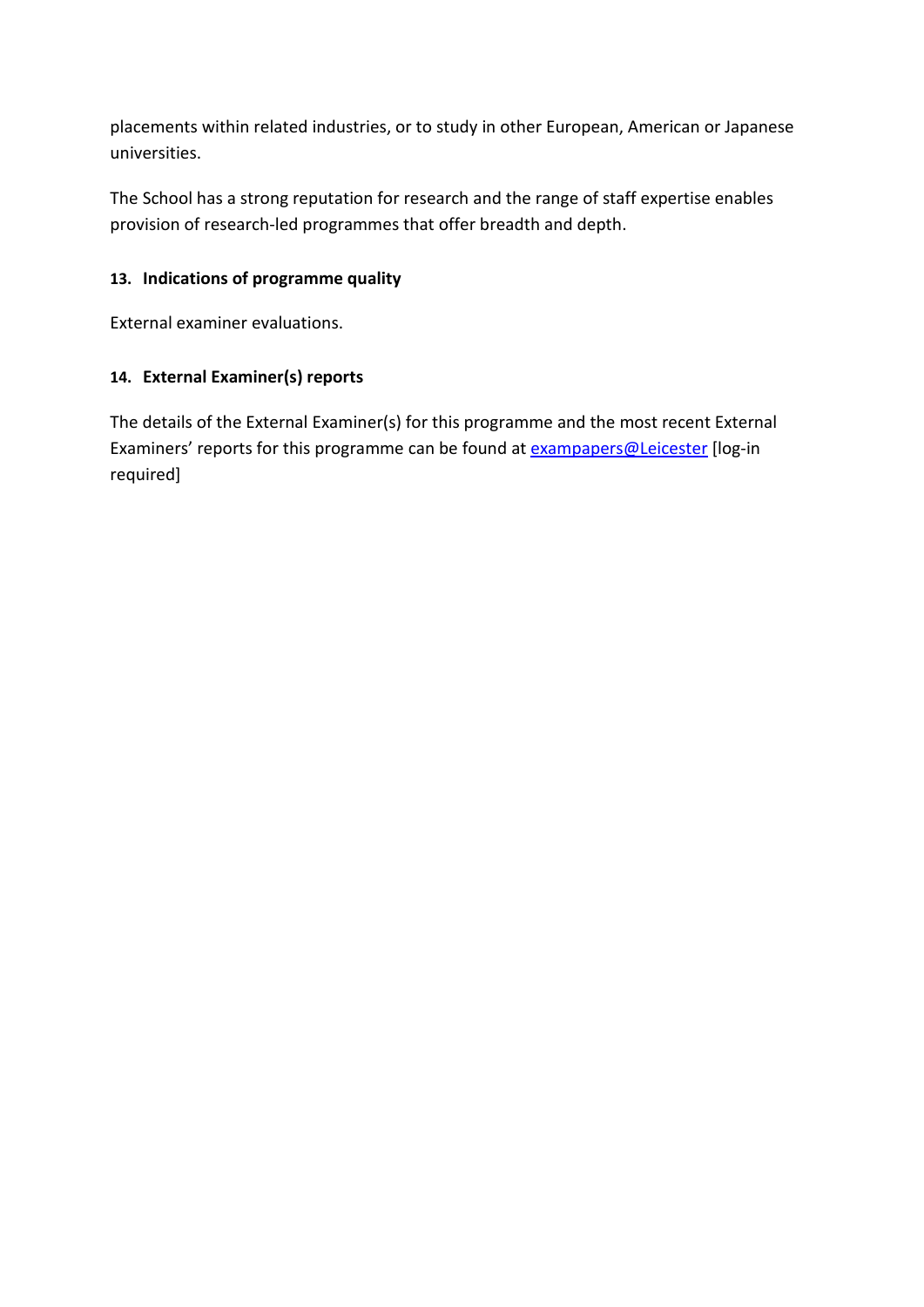placements within related industries, or to study in other European, American or Japanese universities.

The School has a strong reputation for research and the range of staff expertise enables provision of research-led programmes that offer breadth and depth.

### 13. Indications of programme quality

External examiner evaluations.

### 14. External Examiner(s) reports

The details of the External Examiner(s) for this programme and the most recent External Examiners' reports for this programme can be found at exampapers@Leicester [log-in required]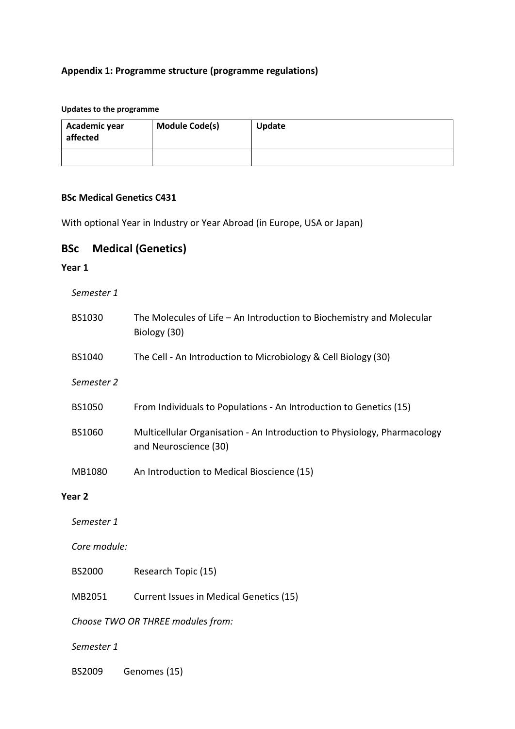**Appendix 1: Programme structure (programme regulations)**

**Updates to the programme**

| Academic year affected | Module Code(s) | Update |
|---|---|---|
| | | |

**BSc Medical Genetics C431**

With optional Year in Industry or Year Abroad (in Europe, USA or Japan)

## BSc Medical (Genetics)

**Year 1**

*Semester 1*

BS1030 The Molecules of Life – An Introduction to Biochemistry and Molecular Biology (30)

BS1040 The Cell - An Introduction to Microbiology & Cell Biology (30)

*Semester 2*

BS1050 From Individuals to Populations - An Introduction to Genetics (15)

BS1060 Multicellular Organisation - An Introduction to Physiology, Pharmacology and Neuroscience (30)

MB1080 An Introduction to Medical Bioscience (15)

**Year 2**

*Semester 1*

*Core module:*

BS2000 Research Topic (15)

MB2051 Current Issues in Medical Genetics (15)

*Choose TWO OR THREE modules from:*

*Semester 1*

BS2009 Genomes (15)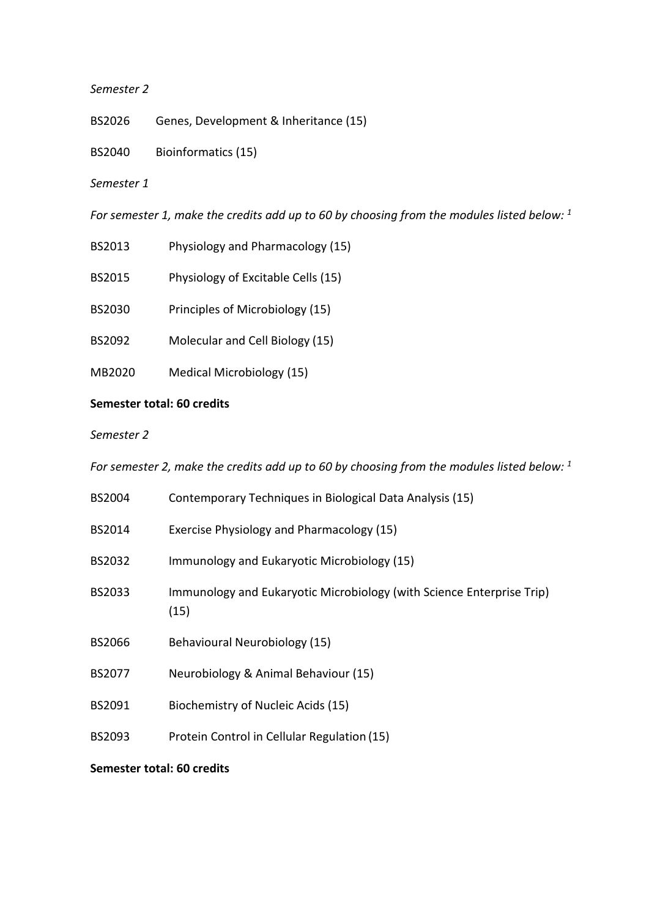*Semester 2*

BS2026 Genes, Development & Inheritance (15)

BS2040 Bioinformatics (15)

*Semester 1*

*For semester 1, make the credits add up to 60 by choosing from the modules listed below: [1]*

BS2013 Physiology and Pharmacology (15)

BS2015 Physiology of Excitable Cells (15)

BS2030 Principles of Microbiology (15)

BS2092 Molecular and Cell Biology (15)

MB2020 Medical Microbiology (15)

**Semester total: 60 credits**

*Semester 2*

*For semester 2, make the credits add up to 60 by choosing from the modules listed below: [1]*

BS2004 Contemporary Techniques in Biological Data Analysis (15)

BS2014 Exercise Physiology and Pharmacology (15)

BS2032 Immunology and Eukaryotic Microbiology (15)

BS2033 Immunology and Eukaryotic Microbiology (with Science Enterprise Trip) (15)

BS2066 Behavioural Neurobiology (15)

BS2077 Neurobiology & Animal Behaviour (15)

BS2091 Biochemistry of Nucleic Acids (15)

BS2093 Protein Control in Cellular Regulation (15)

**Semester total: 60 credits**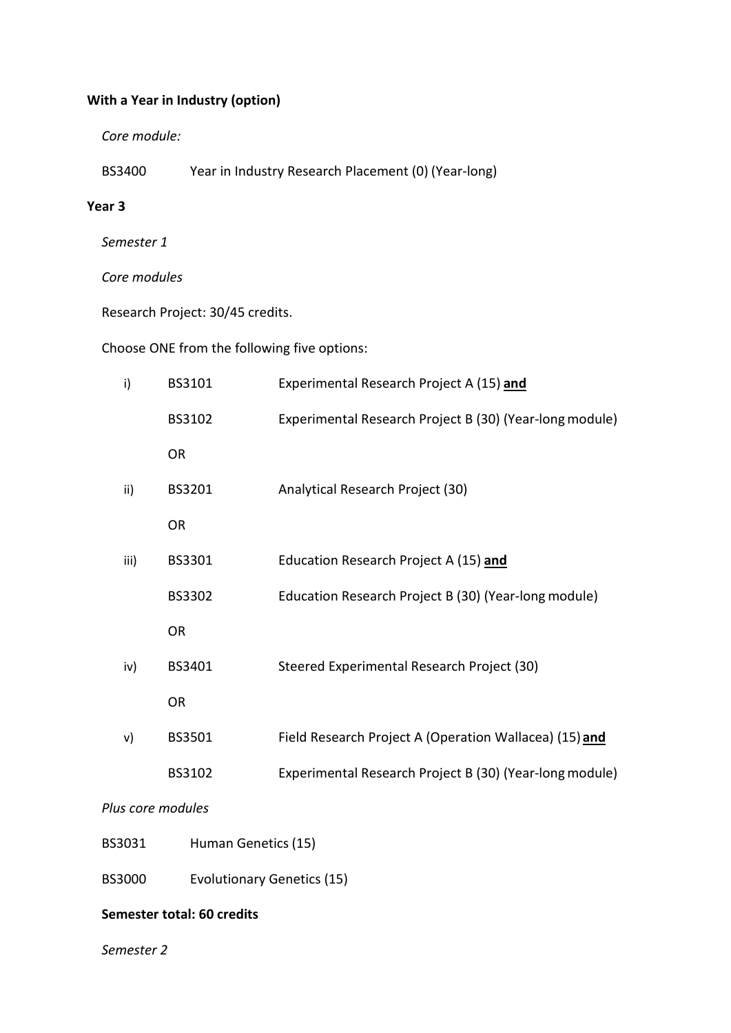**With a Year in Industry (option)**

*Core module:*

BS3400 Year in Industry Research Placement (0) (Year-long)

**Year 3**

*Semester 1*

*Core modules*

Research Project: 30/45 credits.

Choose ONE from the following five options:

| | | |
|---|---|---|
| i) | BS3101 | Experimental Research Project A (15) **and** |
| | BS3102 | Experimental Research Project B (30) (Year-long module) |
| | OR | |
| ii) | BS3201 | Analytical Research Project (30) |
| | OR | |
| iii) | BS3301 | Education Research Project A (15) **and** |
| | BS3302 | Education Research Project B (30) (Year-long module) |
| | OR | |
| iv) | BS3401 | Steered Experimental Research Project (30) |
| | OR | |
| v) | BS3501 | Field Research Project A (Operation Wallacea) (15) **and** |
| | BS3102 | Experimental Research Project B (30) (Year-long module) |

*Plus core modules*

BS3031 Human Genetics (15)

BS3000 Evolutionary Genetics (15)

**Semester total: 60 credits**

*Semester 2*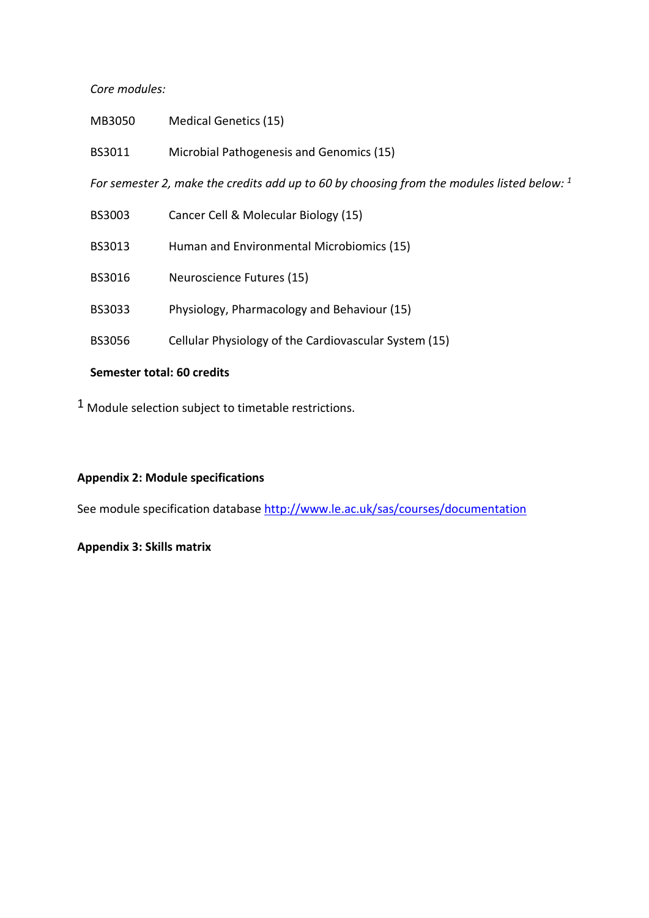*Core modules:*

| | |
|---|---|
| MB3050 | Medical Genetics (15) |
| BS3011 | Microbial Pathogenesis and Genomics (15) |

*For semester 2, make the credits add up to 60 by choosing from the modules listed below:* [1]

| | |
|---|---|
| BS3003 | Cancer Cell & Molecular Biology (15) |
| BS3013 | Human and Environmental Microbiomics (15) |
| BS3016 | Neuroscience Futures (15) |
| BS3033 | Physiology, Pharmacology and Behaviour (15) |
| BS3056 | Cellular Physiology of the Cardiovascular System (15) |

**Semester total: 60 credits**

[1] Module selection subject to timetable restrictions.

**Appendix 2: Module specifications**

See module specification database http://www.le.ac.uk/sas/courses/documentation

**Appendix 3: Skills matrix**